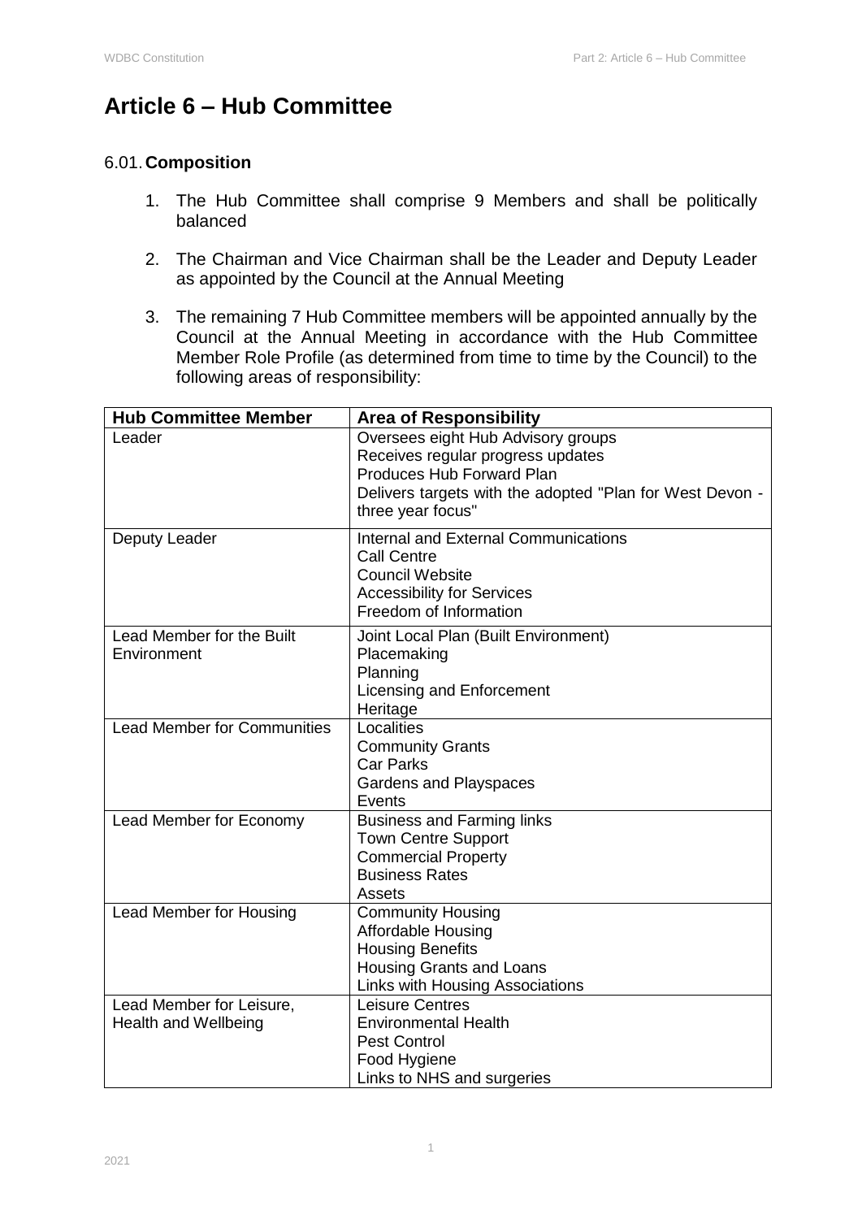# Article 6 – Hub Committee

## 6.01. **Composition**

1. The Hub Committee shall comprise 9 Members and shall be politically balanced
2. The Chairman and Vice Chairman shall be the Leader and Deputy Leader as appointed by the Council at the Annual Meeting
3. The remaining 7 Hub Committee members will be appointed annually by the Council at the Annual Meeting in accordance with the Hub Committee Member Role Profile (as determined from time to time by the Council) to the following areas of responsibility:

| Hub Committee Member | Area of Responsibility |
|---|---|
| Leader | Oversees eight Hub Advisory groups<br>Receives regular progress updates<br>Produces Hub Forward Plan<br>Delivers targets with the adopted "Plan for West Devon - three year focus" |
| Deputy Leader | Internal and External Communications<br>Call Centre<br>Council Website<br>Accessibility for Services<br>Freedom of Information |
| Lead Member for the Built Environment | Joint Local Plan (Built Environment)<br>Placemaking<br>Planning<br>Licensing and Enforcement<br>Heritage |
| Lead Member for Communities | Localities<br>Community Grants<br>Car Parks<br>Gardens and Playspaces<br>Events |
| Lead Member for Economy | Business and Farming links<br>Town Centre Support<br>Commercial Property<br>Business Rates<br>Assets |
| Lead Member for Housing | Community Housing<br>Affordable Housing<br>Housing Benefits<br>Housing Grants and Loans<br>Links with Housing Associations |
| Lead Member for Leisure, Health and Wellbeing | Leisure Centres<br>Environmental Health<br>Pest Control<br>Food Hygiene<br>Links to NHS and surgeries |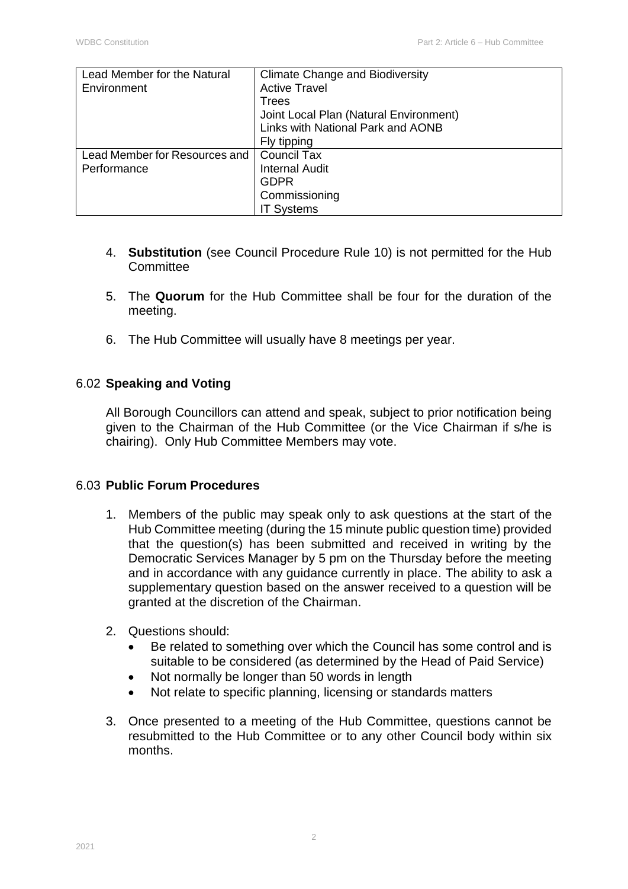| | |
|---|---|
| Lead Member for the Natural Environment | Climate Change and Biodiversity<br>Active Travel<br>Trees<br>Joint Local Plan (Natural Environment)<br>Links with National Park and AONB<br>Fly tipping |
| Lead Member for Resources and Performance | Council Tax<br>Internal Audit<br>GDPR<br>Commissioning<br>IT Systems |

4. **Substitution** (see Council Procedure Rule 10) is not permitted for the Hub Committee

5. The **Quorum** for the Hub Committee shall be four for the duration of the meeting.

6. The Hub Committee will usually have 8 meetings per year.

## 6.02 Speaking and Voting

All Borough Councillors can attend and speak, subject to prior notification being given to the Chairman of the Hub Committee (or the Vice Chairman if s/he is chairing). Only Hub Committee Members may vote.

## 6.03 Public Forum Procedures

1. Members of the public may speak only to ask questions at the start of the Hub Committee meeting (during the 15 minute public question time) provided that the question(s) has been submitted and received in writing by the Democratic Services Manager by 5 pm on the Thursday before the meeting and in accordance with any guidance currently in place. The ability to ask a supplementary question based on the answer received to a question will be granted at the discretion of the Chairman.

2. Questions should:
   - Be related to something over which the Council has some control and is suitable to be considered (as determined by the Head of Paid Service)
   - Not normally be longer than 50 words in length
   - Not relate to specific planning, licensing or standards matters

3. Once presented to a meeting of the Hub Committee, questions cannot be resubmitted to the Hub Committee or to any other Council body within six months.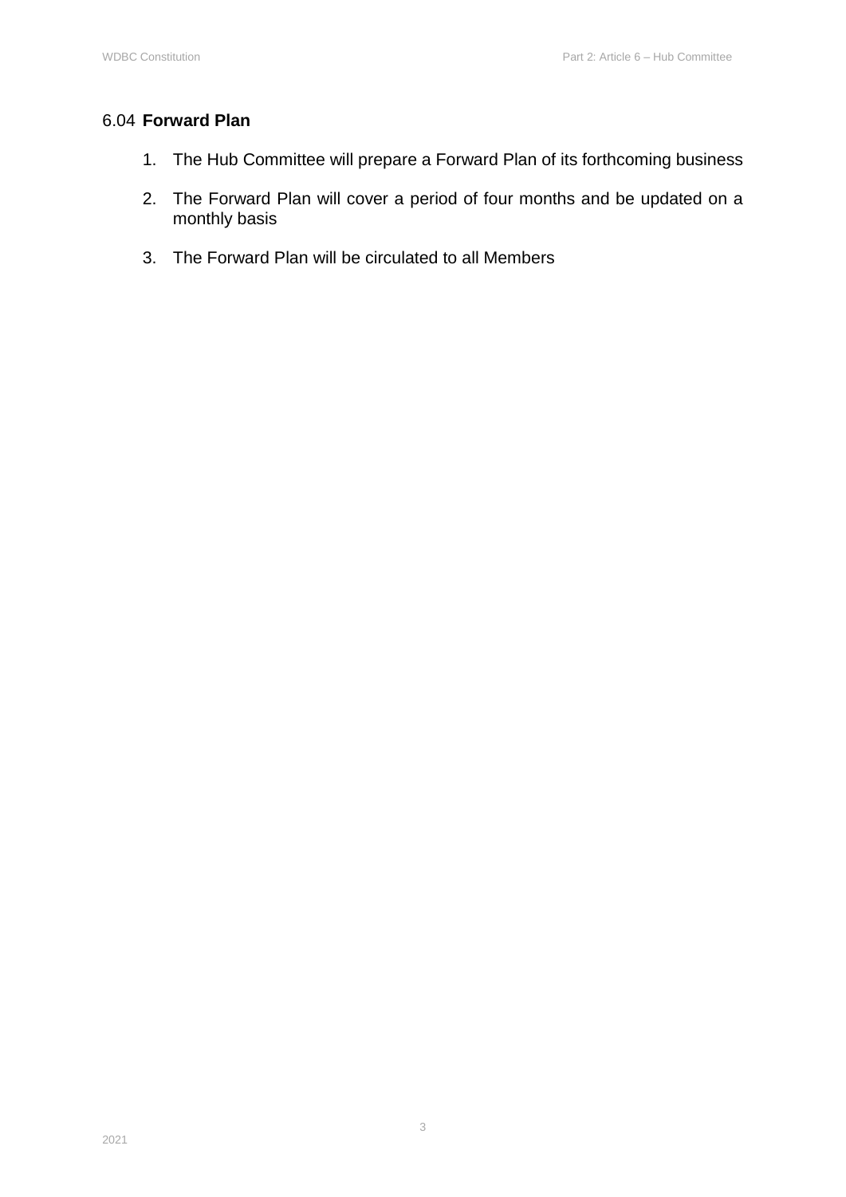6.04 **Forward Plan**

1. The Hub Committee will prepare a Forward Plan of its forthcoming business

2. The Forward Plan will cover a period of four months and be updated on a monthly basis

3. The Forward Plan will be circulated to all Members